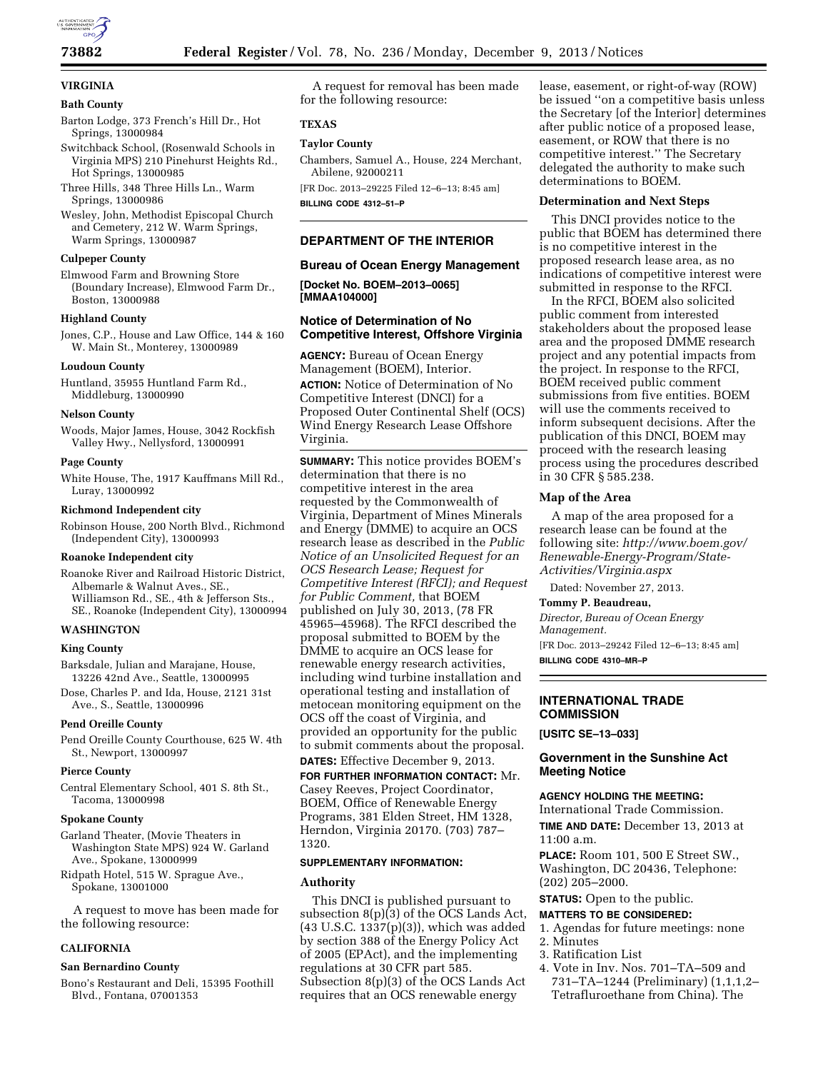## VIRGINIA

### Bath County

Barton Lodge, 373 French's Hill Dr., Hot Springs, 13000984

Switchback School, (Rosenwald Schools in Virginia MPS) 210 Pinehurst Heights Rd., Hot Springs, 13000985

Three Hills, 348 Three Hills Ln., Warm Springs, 13000986

Wesley, John, Methodist Episcopal Church and Cemetery, 212 W. Warm Springs, Warm Springs, 13000987

### Culpeper County

Elmwood Farm and Browning Store (Boundary Increase), Elmwood Farm Dr., Boston, 13000988

### Highland County

Jones, C.P., House and Law Office, 144 & 160 W. Main St., Monterey, 13000989

### Loudoun County

Huntland, 35955 Huntland Farm Rd., Middleburg, 13000990

### Nelson County

Woods, Major James, House, 3042 Rockfish Valley Hwy., Nellysford, 13000991

### Page County

White House, The, 1917 Kauffmans Mill Rd., Luray, 13000992

### Richmond Independent city

Robinson House, 200 North Blvd., Richmond (Independent City), 13000993

### Roanoke Independent city

Roanoke River and Railroad Historic District, Albemarle & Walnut Aves., SE., Williamson Rd., SE., 4th & Jefferson Sts., SE., Roanoke (Independent City), 13000994

## WASHINGTON

### King County

Barksdale, Julian and Marajane, House, 13226 42nd Ave., Seattle, 13000995

Dose, Charles P. and Ida, House, 2121 31st Ave., S., Seattle, 13000996

### Pend Oreille County

Pend Oreille County Courthouse, 625 W. 4th St., Newport, 13000997

### Pierce County

Central Elementary School, 401 S. 8th St., Tacoma, 13000998

### Spokane County

Garland Theater, (Movie Theaters in Washington State MPS) 924 W. Garland Ave., Spokane, 13000999

Ridpath Hotel, 515 W. Sprague Ave., Spokane, 13001000

A request to move has been made for the following resource:

## CALIFORNIA

### San Bernardino County

Bono's Restaurant and Deli, 15395 Foothill Blvd., Fontana, 07001353

A request for removal has been made for the following resource:

## TEXAS

### Taylor County

Chambers, Samuel A., House, 224 Merchant, Abilene, 92000211

[FR Doc. 2013–29225 Filed 12–6–13; 8:45 am]

**BILLING CODE 4312–51–P**

---

# DEPARTMENT OF THE INTERIOR

## Bureau of Ocean Energy Management

**[Docket No. BOEM–2013–0065] [MMAA104000]**

## Notice of Determination of No Competitive Interest, Offshore Virginia

**AGENCY:** Bureau of Ocean Energy Management (BOEM), Interior.

**ACTION:** Notice of Determination of No Competitive Interest (DNCI) for a Proposed Outer Continental Shelf (OCS) Wind Energy Research Lease Offshore Virginia.

**SUMMARY:** This notice provides BOEM's determination that there is no competitive interest in the area requested by the Commonwealth of Virginia, Department of Mines Minerals and Energy (DMME) to acquire an OCS research lease as described in the *Public Notice of an Unsolicited Request for an OCS Research Lease; Request for Competitive Interest (RFCI); and Request for Public Comment,* that BOEM published on July 30, 2013, (78 FR 45965–45968). The RFCI described the proposal submitted to BOEM by the DMME to acquire an OCS lease for renewable energy research activities, including wind turbine installation and operational testing and installation of metocean monitoring equipment on the OCS off the coast of Virginia, and provided an opportunity for the public to submit comments about the proposal.

**DATES:** Effective December 9, 2013.

**FOR FURTHER INFORMATION CONTACT:** Mr. Casey Reeves, Project Coordinator, BOEM, Office of Renewable Energy Programs, 381 Elden Street, HM 1328, Herndon, Virginia 20170. (703) 787–1320.

**SUPPLEMENTARY INFORMATION:**

### Authority

This DNCI is published pursuant to subsection 8(p)(3) of the OCS Lands Act, (43 U.S.C. 1337(p)(3)), which was added by section 388 of the Energy Policy Act of 2005 (EPAct), and the implementing regulations at 30 CFR part 585. Subsection 8(p)(3) of the OCS Lands Act requires that an OCS renewable energy lease, easement, or right-of-way (ROW) be issued ''on a competitive basis unless the Secretary [of the Interior] determines after public notice of a proposed lease, easement, or ROW that there is no competitive interest.'' The Secretary delegated the authority to make such determinations to BOEM.

### Determination and Next Steps

This DNCI provides notice to the public that BOEM has determined there is no competitive interest in the proposed research lease area, as no indications of competitive interest were submitted in response to the RFCI.

In the RFCI, BOEM also solicited public comment from interested stakeholders about the proposed lease area and the proposed DMME research project and any potential impacts from the project. In response to the RFCI, BOEM received public comment submissions from five entities. BOEM will use the comments received to inform subsequent decisions. After the publication of this DNCI, BOEM may proceed with the research leasing process using the procedures described in 30 CFR § 585.238.

### Map of the Area

A map of the area proposed for a research lease can be found at the following site: *http://www.boem.gov/Renewable-Energy-Program/State-Activities/Virginia.aspx*

Dated: November 27, 2013.

**Tommy P. Beaudreau,**

*Director, Bureau of Ocean Energy Management.*

[FR Doc. 2013–29242 Filed 12–6–13; 8:45 am]

**BILLING CODE 4310–MR–P**

---

# INTERNATIONAL TRADE COMMISSION

**[USITC SE–13–033]**

## Government in the Sunshine Act Meeting Notice

**AGENCY HOLDING THE MEETING:** International Trade Commission.

**TIME AND DATE:** December 13, 2013 at 11:00 a.m.

**PLACE:** Room 101, 500 E Street SW., Washington, DC 20436, Telephone: (202) 205–2000.

**STATUS:** Open to the public.

**MATTERS TO BE CONSIDERED:**

1. Agendas for future meetings: none
2. Minutes
3. Ratification List
4. Vote in Inv. Nos. 701–TA–509 and 731–TA–1244 (Preliminary) (1,1,1,2–Tetrafluroethane from China). The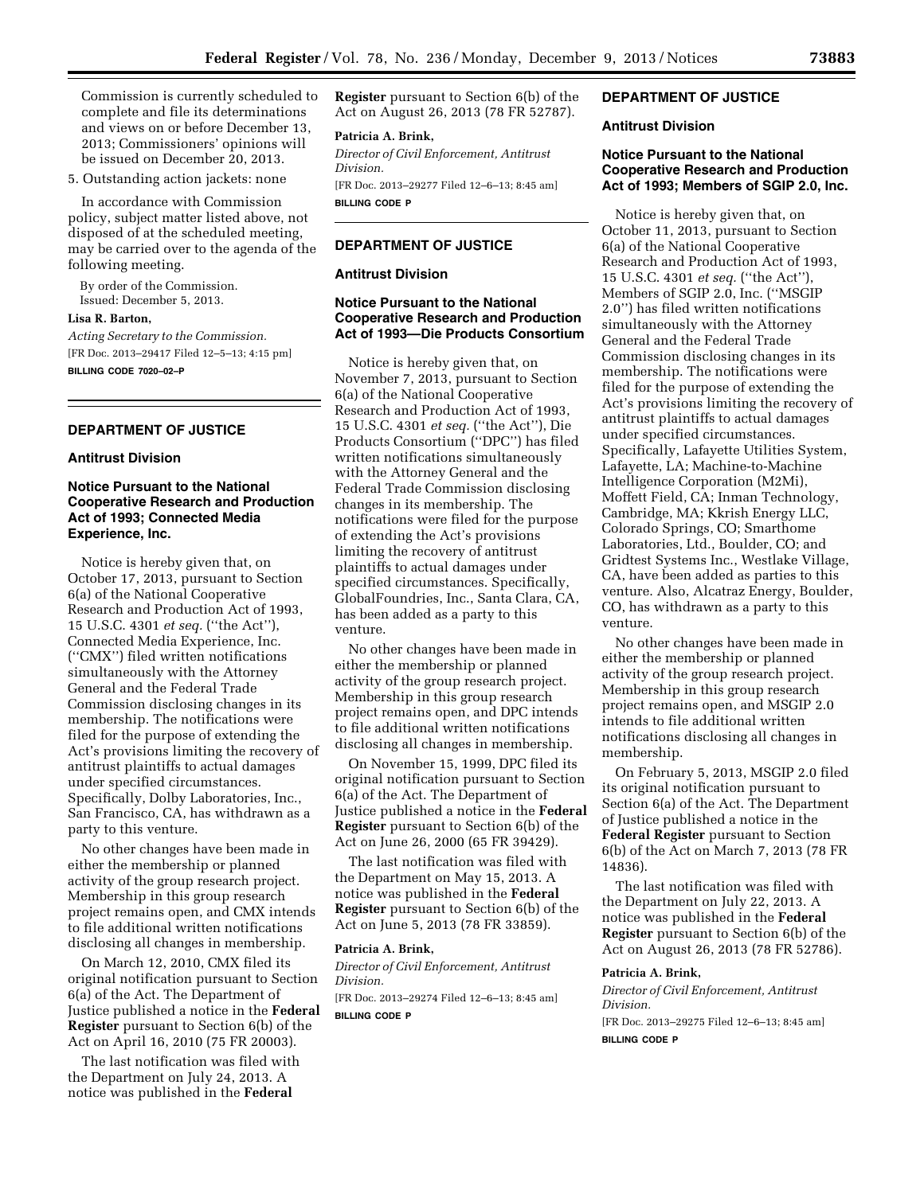Commission is currently scheduled to complete and file its determinations and views on or before December 13, 2013; Commissioners' opinions will be issued on December 20, 2013.

5. Outstanding action jackets: none

In accordance with Commission policy, subject matter listed above, not disposed of at the scheduled meeting, may be carried over to the agenda of the following meeting.

By order of the Commission.

Issued: December 5, 2013.

**Lisa R. Barton,**

*Acting Secretary to the Commission.*

[FR Doc. 2013–29417 Filed 12–5–13; 4:15 pm]

**BILLING CODE 7020–02–P**

## DEPARTMENT OF JUSTICE

### Antitrust Division

### Notice Pursuant to the National Cooperative Research and Production Act of 1993; Connected Media Experience, Inc.

Notice is hereby given that, on October 17, 2013, pursuant to Section 6(a) of the National Cooperative Research and Production Act of 1993, 15 U.S.C. 4301 *et seq.* (''the Act''), Connected Media Experience, Inc. (''CMX'') filed written notifications simultaneously with the Attorney General and the Federal Trade Commission disclosing changes in its membership. The notifications were filed for the purpose of extending the Act's provisions limiting the recovery of antitrust plaintiffs to actual damages under specified circumstances. Specifically, Dolby Laboratories, Inc., San Francisco, CA, has withdrawn as a party to this venture.

No other changes have been made in either the membership or planned activity of the group research project. Membership in this group research project remains open, and CMX intends to file additional written notifications disclosing all changes in membership.

On March 12, 2010, CMX filed its original notification pursuant to Section 6(a) of the Act. The Department of Justice published a notice in the **Federal Register** pursuant to Section 6(b) of the Act on April 16, 2010 (75 FR 20003).

The last notification was filed with the Department on July 24, 2013. A notice was published in the **Federal Register** pursuant to Section 6(b) of the Act on August 26, 2013 (78 FR 52787).

**Patricia A. Brink,**

*Director of Civil Enforcement, Antitrust Division.*

[FR Doc. 2013–29277 Filed 12–6–13; 8:45 am]

**BILLING CODE P**

## DEPARTMENT OF JUSTICE

### Antitrust Division

### Notice Pursuant to the National Cooperative Research and Production Act of 1993—Die Products Consortium

Notice is hereby given that, on November 7, 2013, pursuant to Section 6(a) of the National Cooperative Research and Production Act of 1993, 15 U.S.C. 4301 *et seq.* (''the Act''), Die Products Consortium (''DPC'') has filed written notifications simultaneously with the Attorney General and the Federal Trade Commission disclosing changes in its membership. The notifications were filed for the purpose of extending the Act's provisions limiting the recovery of antitrust plaintiffs to actual damages under specified circumstances. Specifically, GlobalFoundries, Inc., Santa Clara, CA, has been added as a party to this venture.

No other changes have been made in either the membership or planned activity of the group research project. Membership in this group research project remains open, and DPC intends to file additional written notifications disclosing all changes in membership.

On November 15, 1999, DPC filed its original notification pursuant to Section 6(a) of the Act. The Department of Justice published a notice in the **Federal Register** pursuant to Section 6(b) of the Act on June 26, 2000 (65 FR 39429).

The last notification was filed with the Department on May 15, 2013. A notice was published in the **Federal Register** pursuant to Section 6(b) of the Act on June 5, 2013 (78 FR 33859).

**Patricia A. Brink,**

*Director of Civil Enforcement, Antitrust Division.*

[FR Doc. 2013–29274 Filed 12–6–13; 8:45 am]

**BILLING CODE P**

## DEPARTMENT OF JUSTICE

### Antitrust Division

### Notice Pursuant to the National Cooperative Research and Production Act of 1993; Members of SGIP 2.0, Inc.

Notice is hereby given that, on October 11, 2013, pursuant to Section 6(a) of the National Cooperative Research and Production Act of 1993, 15 U.S.C. 4301 *et seq.* (''the Act''), Members of SGIP 2.0, Inc. (''MSGIP 2.0'') has filed written notifications simultaneously with the Attorney General and the Federal Trade Commission disclosing changes in its membership. The notifications were filed for the purpose of extending the Act's provisions limiting the recovery of antitrust plaintiffs to actual damages under specified circumstances. Specifically, Lafayette Utilities System, Lafayette, LA; Machine-to-Machine Intelligence Corporation (M2Mi), Moffett Field, CA; Inman Technology, Cambridge, MA; Kkrish Energy LLC, Colorado Springs, CO; Smarthome Laboratories, Ltd., Boulder, CO; and Gridtest Systems Inc., Westlake Village, CA, have been added as parties to this venture. Also, Alcatraz Energy, Boulder, CO, has withdrawn as a party to this venture.

No other changes have been made in either the membership or planned activity of the group research project. Membership in this group research project remains open, and MSGIP 2.0 intends to file additional written notifications disclosing all changes in membership.

On February 5, 2013, MSGIP 2.0 filed its original notification pursuant to Section 6(a) of the Act. The Department of Justice published a notice in the **Federal Register** pursuant to Section 6(b) of the Act on March 7, 2013 (78 FR 14836).

The last notification was filed with the Department on July 22, 2013. A notice was published in the **Federal Register** pursuant to Section 6(b) of the Act on August 26, 2013 (78 FR 52786).

**Patricia A. Brink,**

*Director of Civil Enforcement, Antitrust Division.*

[FR Doc. 2013–29275 Filed 12–6–13; 8:45 am]

**BILLING CODE P**